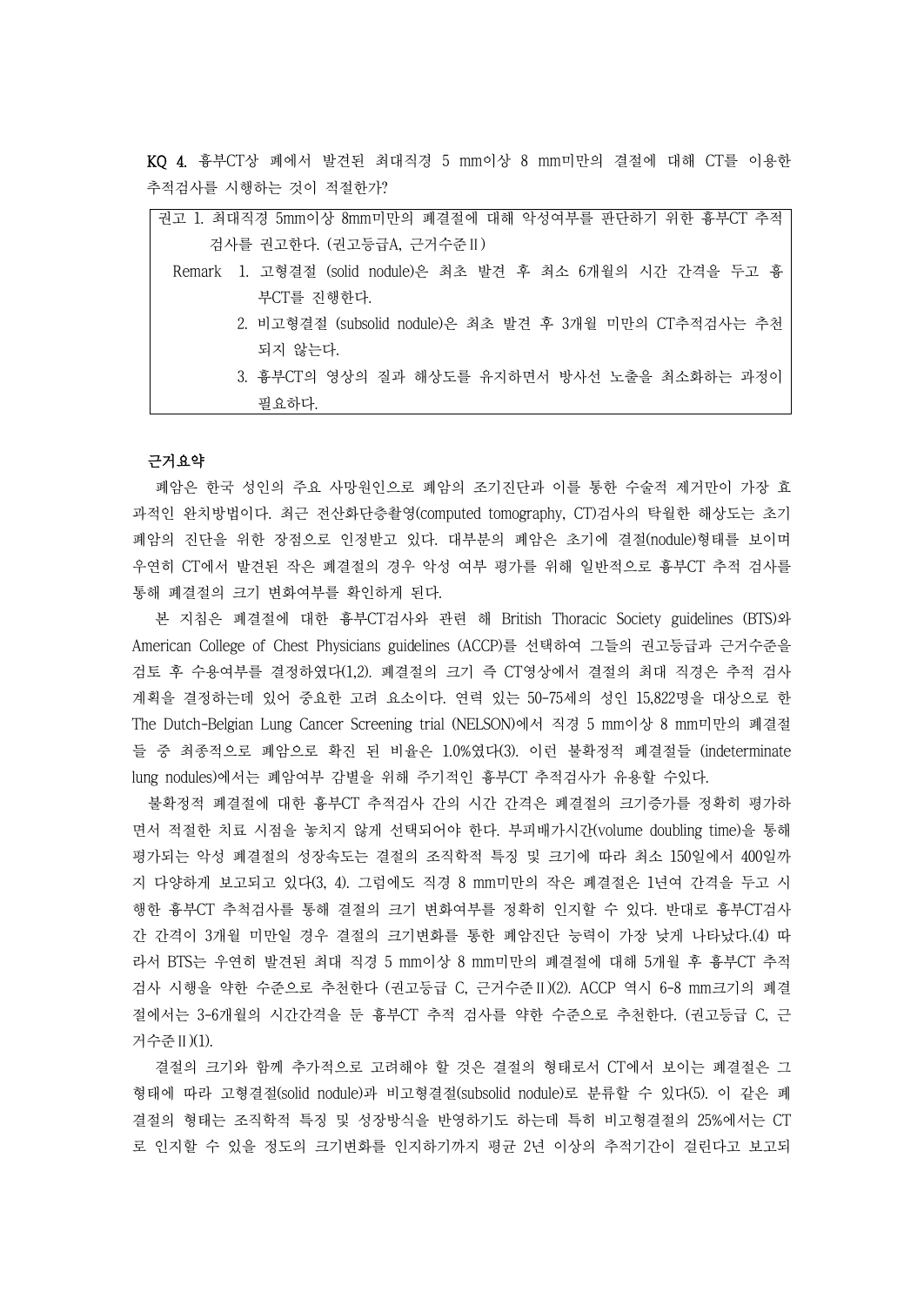**KQ 4.** 흉부CT상 폐에서 발견된 최대직경 5 mm이상 8 mm미만의 결절에 대해 CT를 이용한 추적검사를 시행하는 것이 적절한가?

> 권고 1. 최대직경 5mm이상 8mm미만의 폐결절에 대해 악성여부를 판단하기 위한 흉부CT 추적검사를 권고한다. (권고등급A, 근거수준Ⅱ)
>
> Remark
> 1. 고형결절 (solid nodule)은 최초 발견 후 최소 6개월의 시간 간격을 두고 흉부CT를 진행한다.
> 2. 비고형결절 (subsolid nodule)은 최초 발견 후 3개월 미만의 CT추적검사는 추천되지 않는다.
> 3. 흉부CT의 영상의 질과 해상도를 유지하면서 방사선 노출을 최소화하는 과정이 필요하다.

**근거요약**

폐암은 한국 성인의 주요 사망원인으로 폐암의 조기진단과 이를 통한 수술적 제거만이 가장 효과적인 완치방법이다. 최근 전산화단층촬영(computed tomography, CT)검사의 탁월한 해상도는 초기 폐암의 진단을 위한 장점으로 인정받고 있다. 대부분의 폐암은 초기에 결절(nodule)형태를 보이며 우연히 CT에서 발견된 작은 폐결절의 경우 악성 여부 평가를 위해 일반적으로 흉부CT 추적 검사를 통해 폐결절의 크기 변화여부를 확인하게 된다.

본 지침은 폐결절에 대한 흉부CT검사와 관련 해 British Thoracic Society guidelines (BTS)와 American College of Chest Physicians guidelines (ACCP)를 선택하여 그들의 권고등급과 근거수준을 검토 후 수용여부를 결정하였다(1,2). 폐결절의 크기 즉 CT영상에서 결절의 최대 직경은 추적 검사 계획을 결정하는데 있어 중요한 고려 요소이다. 연령 있는 50-75세의 성인 15,822명을 대상으로 한 The Dutch-Belgian Lung Cancer Screening trial (NELSON)에서 직경 5 mm이상 8 mm미만의 폐결절들 중 최종적으로 폐암으로 확진 된 비율은 1.0%였다(3). 이런 불확정적 폐결절들 (indeterminate lung nodules)에서는 폐암여부 감별을 위해 주기적인 흉부CT 추적검사가 유용할 수있다.

불확정적 폐결절에 대한 흉부CT 추적검사 간의 시간 간격은 폐결절의 크기증가를 정확히 평가하면서 적절한 치료 시점을 놓치지 않게 선택되어야 한다. 부피배가시간(volume doubling time)을 통해 평가되는 악성 폐결절의 성장속도는 결절의 조직학적 특징 및 크기에 따라 최소 150일에서 400일까지 다양하게 보고되고 있다(3, 4). 그럼에도 직경 8 mm미만의 작은 폐결절은 1년여 간격을 두고 시행한 흉부CT 추적검사를 통해 결절의 크기 변화여부를 정확히 인지할 수 있다. 반대로 흉부CT검사 간 간격이 3개월 미만일 경우 결절의 크기변화를 통한 폐암진단 능력이 가장 낮게 나타났다.(4) 따라서 BTS는 우연히 발견된 최대 직경 5 mm이상 8 mm미만의 폐결절에 대해 5개월 후 흉부CT 추적검사 시행을 약한 수준으로 추천한다 (권고등급 C, 근거수준Ⅱ)(2). ACCP 역시 6-8 mm크기의 폐결절에서는 3-6개월의 시간간격을 둔 흉부CT 추적 검사를 약한 수준으로 추천한다. (권고등급 C, 근거수준Ⅱ)(1).

결절의 크기와 함께 추가적으로 고려해야 할 것은 결절의 형태로서 CT에서 보이는 폐결절은 그 형태에 따라 고형결절(solid nodule)과 비고형결절(subsolid nodule)로 분류할 수 있다(5). 이 같은 폐결절의 형태는 조직학적 특징 및 성장방식을 반영하기도 하는데 특히 비고형결절의 25%에서는 CT로 인지할 수 있을 정도의 크기변화를 인지하기까지 평균 2년 이상의 추적기간이 걸린다고 보고되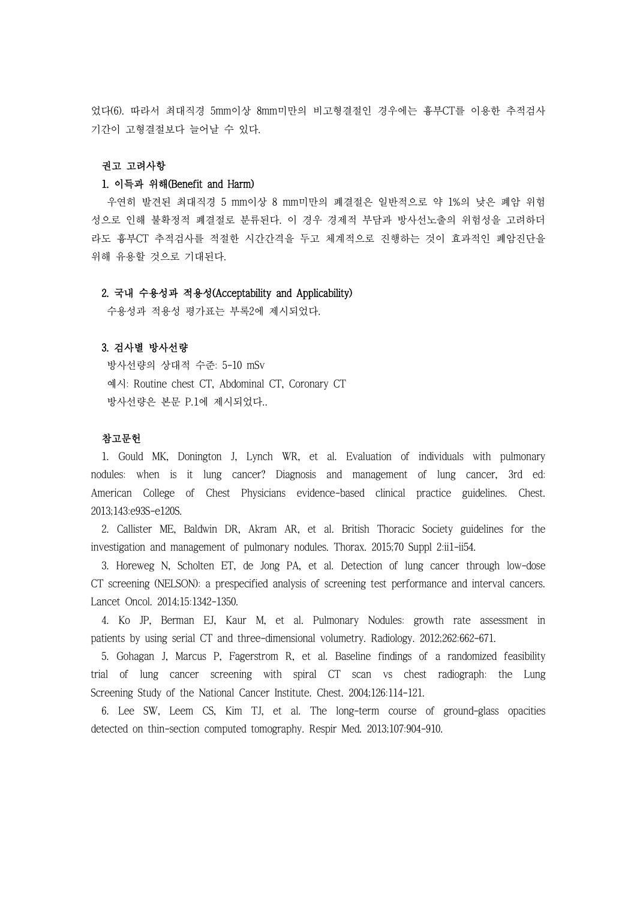었다(6). 따라서 최대직경 5mm이상 8mm미만의 비고형결절인 경우에는 흉부CT를 이용한 추적검사 기간이 고형결절보다 늘어날 수 있다.

### 권고 고려사항

#### 1. 이득과 위해(Benefit and Harm)

우연히 발견된 최대직경 5 mm이상 8 mm미만의 폐결절은 일반적으로 약 1%의 낮은 폐암 위험성으로 인해 불확정적 폐결절로 분류된다. 이 경우 경제적 부담과 방사선노출의 위험성을 고려하더라도 흉부CT 추적검사를 적절한 시간간격을 두고 체계적으로 진행하는 것이 효과적인 폐암진단을 위해 유용할 것으로 기대된다.

#### 2. 국내 수용성과 적용성(Acceptability and Applicability)

수용성과 적용성 평가표는 부록2에 제시되었다.

#### 3. 검사별 방사선량

방사선량의 상대적 수준: 5-10 mSv

예시: Routine chest CT, Abdominal CT, Coronary CT

방사선량은 본문 P.1에 제시되었다..

### 참고문헌

1. Gould MK, Donington J, Lynch WR, et al. Evaluation of individuals with pulmonary nodules: when is it lung cancer? Diagnosis and management of lung cancer, 3rd ed: American College of Chest Physicians evidence-based clinical practice guidelines. Chest. 2013;143:e93S-e120S.
2. Callister ME, Baldwin DR, Akram AR, et al. British Thoracic Society guidelines for the investigation and management of pulmonary nodules. Thorax. 2015;70 Suppl 2:ii1-ii54.
3. Horeweg N, Scholten ET, de Jong PA, et al. Detection of lung cancer through low-dose CT screening (NELSON): a prespecified analysis of screening test performance and interval cancers. Lancet Oncol. 2014;15:1342-1350.
4. Ko JP, Berman EJ, Kaur M, et al. Pulmonary Nodules: growth rate assessment in patients by using serial CT and three-dimensional volumetry. Radiology. 2012;262:662-671.
5. Gohagan J, Marcus P, Fagerstrom R, et al. Baseline findings of a randomized feasibility trial of lung cancer screening with spiral CT scan vs chest radiograph: the Lung Screening Study of the National Cancer Institute. Chest. 2004;126:114-121.
6. Lee SW, Leem CS, Kim TJ, et al. The long-term course of ground-glass opacities detected on thin-section computed tomography. Respir Med. 2013;107:904-910.